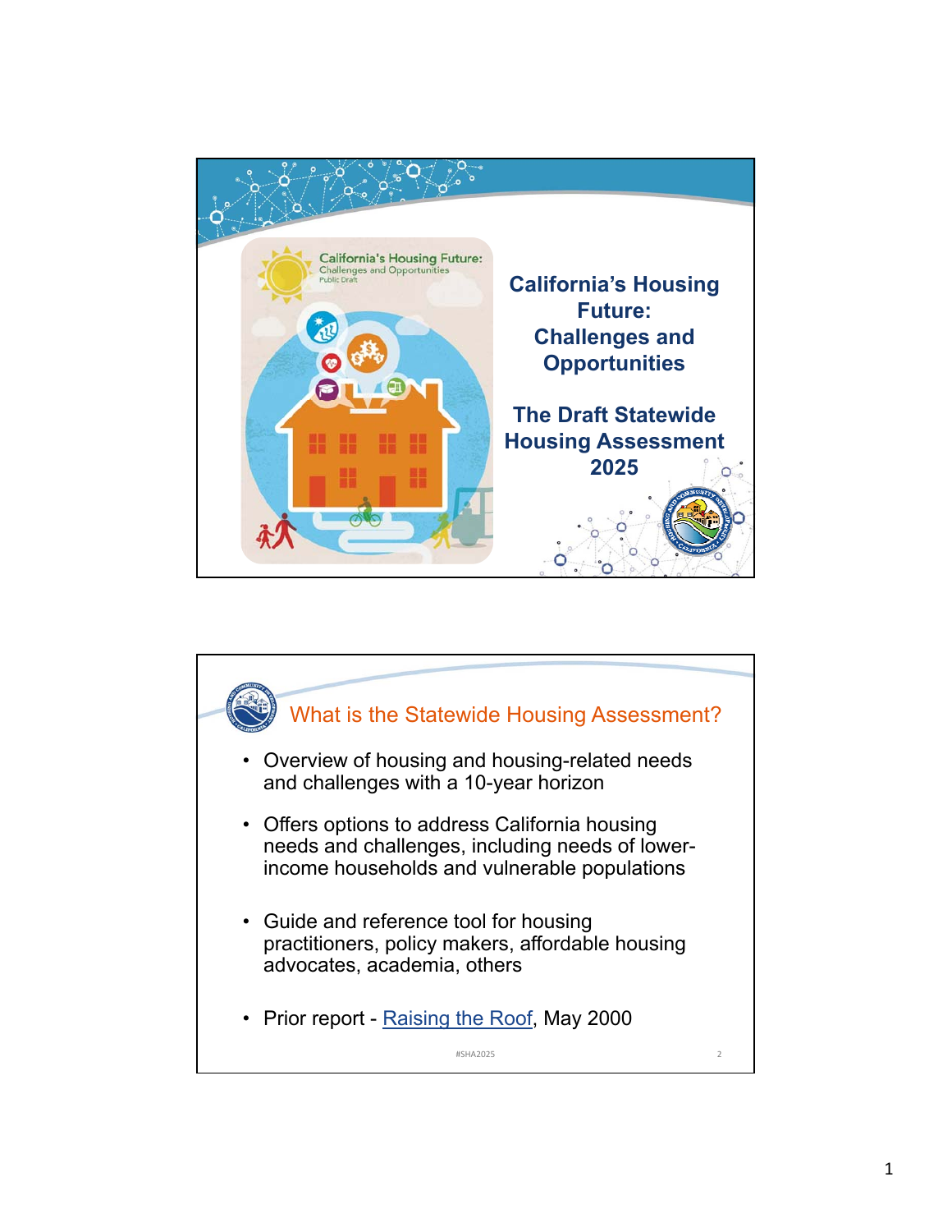# California's Housing Future: Challenges and Opportunities

## The Draft Statewide Housing Assessment 2025

## What is the Statewide Housing Assessment?

- Overview of housing and housing-related needs and challenges with a 10-year horizon
- Offers options to address California housing needs and challenges, including needs of lower-income households and vulnerable populations
- Guide and reference tool for housing practitioners, policy makers, affordable housing advocates, academia, others
- Prior report - Raising the Roof, May 2000

#SHA2025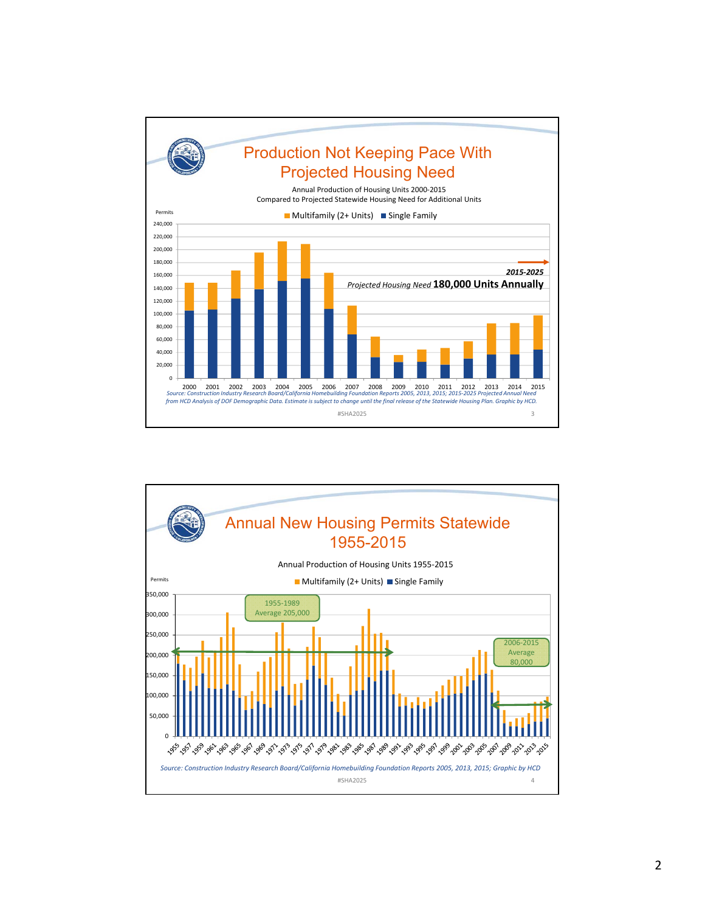## Production Not Keeping Pace With Projected Housing Need

Annual Production of Housing Units 2000-2015
Compared to Projected Statewide Housing Need for Additional Units

Multifamily (2+ Units) ■ Single Family

Permits

**2015-2025**
*Projected Housing Need* **180,000 Units Annually**

*Source: Construction Industry Research Board/California Homebuilding Foundation Reports 2005, 2013, 2015; 2015-2025 Projected Annual Need from HCD Analysis of DOF Demographic Data. Estimate is subject to change until the final release of the Statewide Housing Plan. Graphic by HCD.*

#SHA2025

## Annual New Housing Permits Statewide 1955-2015

Annual Production of Housing Units 1955-2015

Multifamily (2+ Units) ■ Single Family

Permits

1955-1989 Average 205,000

2006-2015 Average 80,000

*Source: Construction Industry Research Board/California Homebuilding Foundation Reports 2005, 2013, 2015; Graphic by HCD*

#SHA2025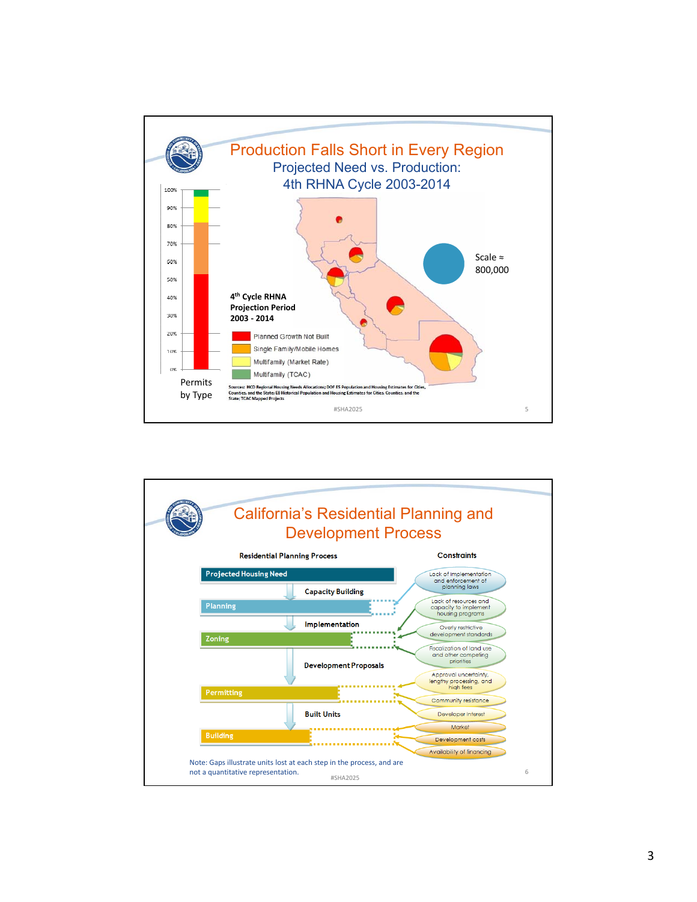# Production Falls Short in Every Region

## Projected Need vs. Production: 4th RHNA Cycle 2003-2014

100%
90%
80%
70%
60%
50%
40%
30%
20%
10%
0%

Permits by Type

**4th Cycle RHNA Projection Period 2003 - 2014**

- Planned Growth Not Built
- Single Family/Mobile Homes
- Multifamily (Market Rate)
- Multifamily (TCAC)

Scale ≈ 800,000

Sources: HCD Regional Housing Needs Allocations; DOF E5 Population and Housing Estimates for Cities, Counties, and the State; E8 Historical Population and Housing Estimates for Cities, Counties, and the State; TCAC Mapped Projects

#SHA2025

# California's Residential Planning and Development Process

**Residential Planning Process**

- Projected Housing Need
- Capacity Building
- Planning
- Implementation
- Zoning
- Development Proposals
- Permitting
- Built Units
- Building

**Constraints**

- Lack of implementation and enforcement of planning laws
- Lack of resources and capacity to implement housing programs
- Overly restrictive development standards
- Fiscalization of land use and other competing priorities
- Approval uncertainty, lengthy processing, and high fees
- Community resistance
- Developer interest
- Market
- Development costs
- Availability of financing

Note: Gaps illustrate units lost at each step in the process, and are not a quantitative representation.

#SHA2025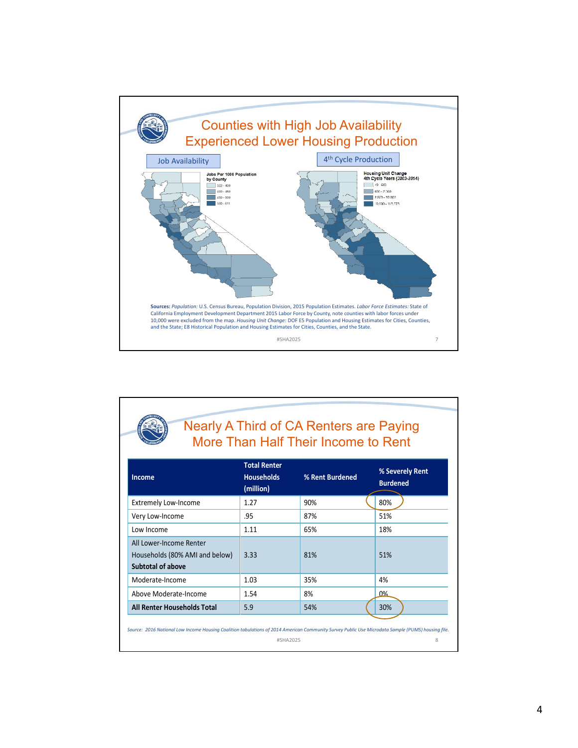## Counties with High Job Availability Experienced Lower Housing Production

Job Availability

Jobs Per 1000 Population by County

- 322 - 400
- 400 - 450
- 450 - 500
- 500 - 811

4th Cycle Production

Housing Unit Change 4th Cycle Years (2003-2014)

- 43 - 600
- 600 - 2,500
- 2,500 - 10,000
- 10,000 - 115,775

**Sources:** *Population:* U.S. Census Bureau, Population Division, 2015 Population Estimates. *Labor Force Estimates:* State of California Employment Development Department 2015 Labor Force by County, note counties with labor forces under 10,000 were excluded from the map. *Housing Unit Change:* DOF E5 Population and Housing Estimates for Cities, Counties, and the State; E8 Historical Population and Housing Estimates for Cities, Counties, and the State.

#SHA2025

## Nearly A Third of CA Renters are Paying More Than Half Their Income to Rent

| Income | Total Renter Households (million) | % Rent Burdened | % Severely Rent Burdened |
|---|---|---|---|
| Extremely Low-Income | 1.27 | 90% | 80% |
| Very Low-Income | .95 | 87% | 51% |
| Low Income | 1.11 | 65% | 18% |
| All Lower-Income Renter Households (80% AMI and below) **Subtotal of above** | 3.33 | 81% | 51% |
| Moderate-Income | 1.03 | 35% | 4% |
| Above Moderate-Income | 1.54 | 8% | 0% |
| **All Renter Households Total** | 5.9 | 54% | 30% |

*Source: 2016 National Low Income Housing Coalition tabulations of 2014 American Community Survey Public Use Microdata Sample (PUMS) housing file.*

#SHA2025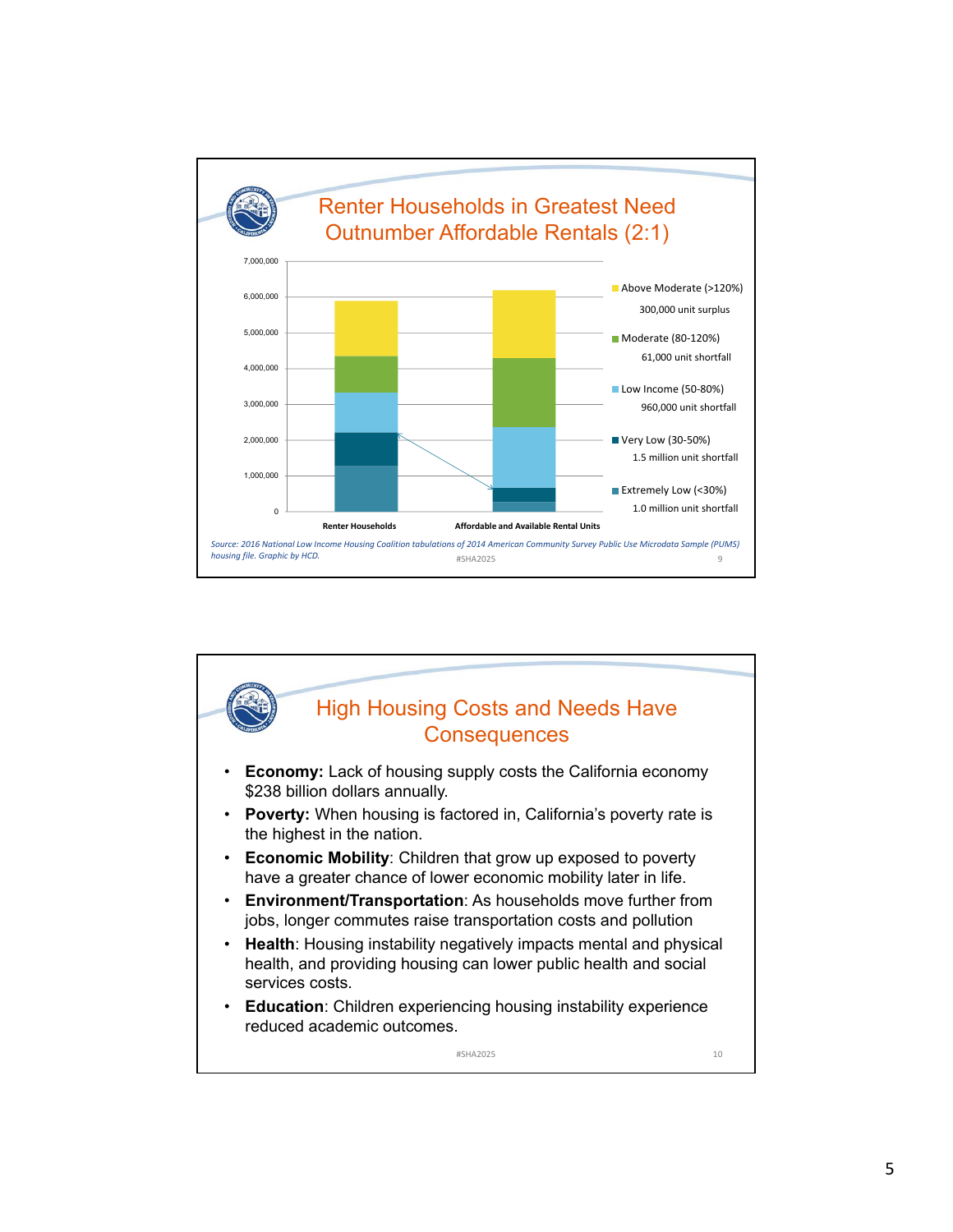## Renter Households in Greatest Need Outnumber Affordable Rentals (2:1)

| Category | Shortfall/Surplus |
|---|---|
| Above Moderate (>120%) | 300,000 unit surplus |
| Moderate (80-120%) | 61,000 unit shortfall |
| Low Income (50-80%) | 960,000 unit shortfall |
| Very Low (30-50%) | 1.5 million unit shortfall |
| Extremely Low (<30%) | 1.0 million unit shortfall |

Renter Households / Affordable and Available Rental Units

*Source: 2016 National Low Income Housing Coalition tabulations of 2014 American Community Survey Public Use Microdata Sample (PUMS) housing file. Graphic by HCD.*

#SHA2025

## High Housing Costs and Needs Have Consequences

- **Economy:** Lack of housing supply costs the California economy $238 billion dollars annually.
- **Poverty:** When housing is factored in, California's poverty rate is the highest in the nation.
- **Economic Mobility**: Children that grow up exposed to poverty have a greater chance of lower economic mobility later in life.
- **Environment/Transportation**: As households move further from jobs, longer commutes raise transportation costs and pollution
- **Health**: Housing instability negatively impacts mental and physical health, and providing housing can lower public health and social services costs.
- **Education**: Children experiencing housing instability experience reduced academic outcomes.

#SHA2025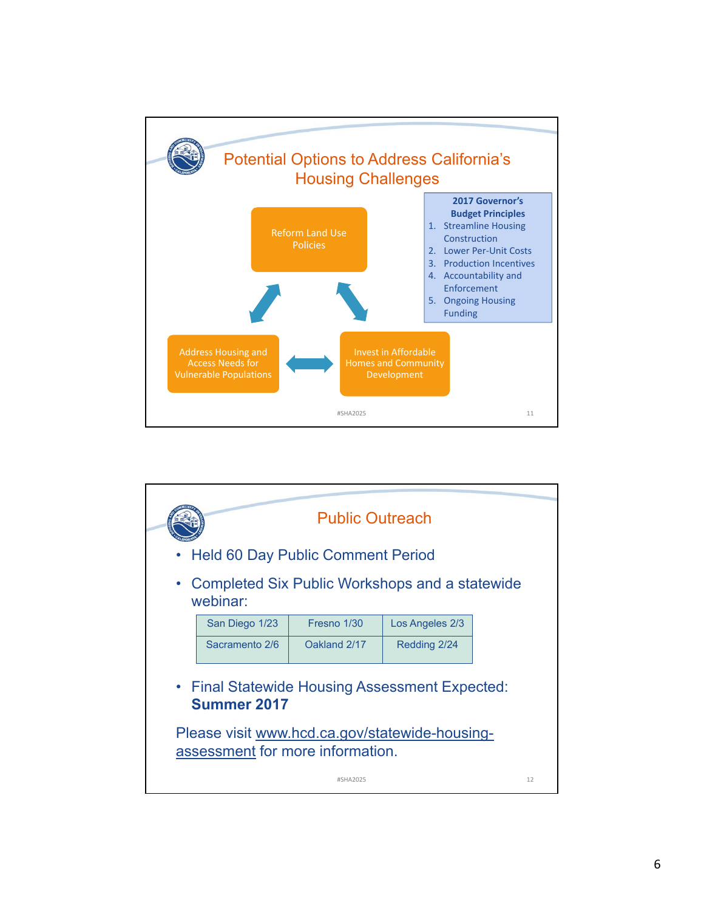## Potential Options to Address California's Housing Challenges

Reform Land Use Policies

Address Housing and Access Needs for Vulnerable Populations

Invest in Affordable Homes and Community Development

**2017 Governor's Budget Principles**

1. Streamline Housing Construction
2. Lower Per-Unit Costs
3. Production Incentives
4. Accountability and Enforcement
5. Ongoing Housing Funding

#SHA2025

## Public Outreach

- Held 60 Day Public Comment Period
- Completed Six Public Workshops and a statewide webinar:

| | | |
|---|---|---|
| San Diego 1/23 | Fresno 1/30 | Los Angeles 2/3 |
| Sacramento 2/6 | Oakland 2/17 | Redding 2/24 |

- Final Statewide Housing Assessment Expected: **Summer 2017**

Please visit www.hcd.ca.gov/statewide-housing-assessment for more information.

#SHA2025